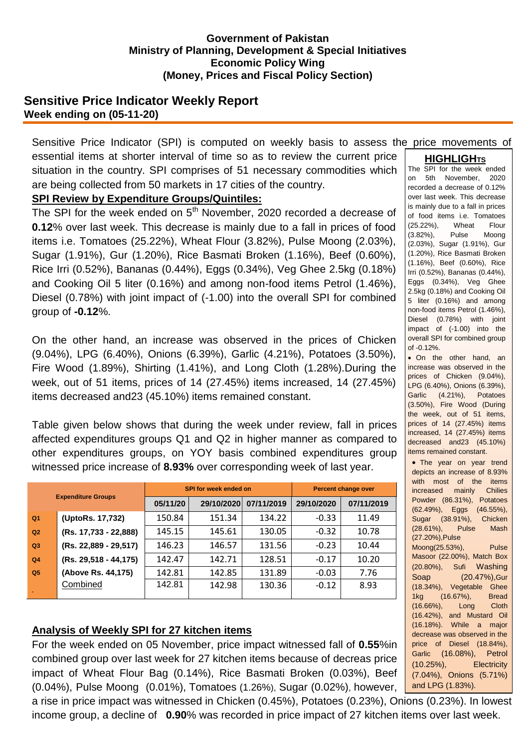**Government of Pakistan**
**Ministry of Planning, Development & Special Initiatives**
**Economic Policy Wing**
**(Money, Prices and Fiscal Policy Section)**

# Sensitive Price Indicator Weekly Report

**Week ending on (05-11-20)**

Sensitive Price Indicator (SPI) is computed on weekly basis to assess the price movements of essential items at shorter interval of time so as to review the current price situation in the country. SPI comprises of 51 necessary commodities which are being collected from 50 markets in 17 cities of the country.

## SPI Review by Expenditure Groups/Quintiles:

The SPI for the week ended on 5th November, 2020 recorded a decrease of **0.12**% over last week. This decrease is mainly due to a fall in prices of food items i.e. Tomatoes (25.22%), Wheat Flour (3.82%), Pulse Moong (2.03%), Sugar (1.91%), Gur (1.20%), Rice Basmati Broken (1.16%), Beef (0.60%), Rice Irri (0.52%), Bananas (0.44%), Eggs (0.34%), Veg Ghee 2.5kg (0.18%) and Cooking Oil 5 liter (0.16%) and among non-food items Petrol (1.46%), Diesel (0.78%) with joint impact of (-1.00) into the overall SPI for combined group of **-0.12**%.

On the other hand, an increase was observed in the prices of Chicken (9.04%), LPG (6.40%), Onions (6.39%), Garlic (4.21%), Potatoes (3.50%), Fire Wood (1.89%), Shirting (1.41%), and Long Cloth (1.28%).During the week, out of 51 items, prices of 14 (27.45%) items increased, 14 (27.45%) items decreased and23 (45.10%) items remained constant.

Table given below shows that during the week under review, fall in prices affected expenditures groups Q1 and Q2 in higher manner as compared to other expenditures groups, on YOY basis combined expenditures group witnessed price increase of **8.93%** over corresponding week of last year.

| Expenditure Groups | | SPI for week ended on | | | Percent change over | |
|---|---|---|---|---|---|---|
| | | 05/11/20 | 29/10/2020 | 07/11/2019 | 29/10/2020 | 07/11/2019 |
| Q1 | (UptoRs. 17,732) | 150.84 | 151.34 | 134.22 | -0.33 | 11.49 |
| Q2 | (Rs. 17,733 - 22,888) | 145.15 | 145.61 | 130.05 | -0.32 | 10.78 |
| Q3 | (Rs. 22,889 - 29,517) | 146.23 | 146.57 | 131.56 | -0.23 | 10.44 |
| Q4 | (Rs. 29,518 - 44,175) | 142.47 | 142.71 | 128.51 | -0.17 | 10.20 |
| Q5 | (Above Rs. 44,175) | 142.81 | 142.85 | 131.89 | -0.03 | 7.76 |
| | Combined | 142.81 | 142.98 | 130.36 | -0.12 | 8.93 |

## Analysis of Weekly SPI for 27 kitchen items

For the week ended on 05 November, price impact witnessed fall of **0.55**%in combined group over last week for 27 kitchen items because of decreas price impact of Wheat Flour Bag (0.14%), Rice Basmati Broken (0.03%), Beef (0.04%), Pulse Moong (0.01%), Tomatoes (1.26%), Sugar (0.02%), however, a rise in price impact was witnessed in Chicken (0.45%), Potatoes (0.23%), Onions (0.23%). In lowest income group, a decline of **0.90**% was recorded in price impact of 27 kitchen items over last week.

### HIGHLIGHTS

The SPI for the week ended on 5th November, 2020 recorded a decrease of 0.12% over last week. This decrease is mainly due to a fall in prices of food items i.e. Tomatoes (25.22%), Wheat Flour (3.82%), Pulse Moong (2.03%), Sugar (1.91%), Gur (1.20%), Rice Basmati Broken (1.16%), Beef (0.60%), Rice Irri (0.52%), Bananas (0.44%), Eggs (0.34%), Veg Ghee 2.5kg (0.18%) and Cooking Oil 5 liter (0.16%) and among non-food items Petrol (1.46%), Diesel (0.78%) with joint impact of (-1.00) into the overall SPI for combined group of -0.12%.

- On the other hand, an increase was observed in the prices of Chicken (9.04%), LPG (6.40%), Onions (6.39%), Garlic (4.21%), Potatoes (3.50%), Fire Wood (During the week, out of 51 items, prices of 14 (27.45%) items increased, 14 (27.45%) items decreased and23 (45.10%) items remained constant.
- The year on year trend depicts an increase of 8.93% with most of the items increased mainly Chilies Powder (86.31%), Potatoes (62.49%), Eggs (46.55%), Sugar (38.91%), Chicken (28.61%), Pulse Mash (27.20%),Pulse Moong(25.53%), Pulse Masoor (22.00%), Match Box (20.80%), Sufi Washing Soap (20.47%),Gur (18.34%), Vegetable Ghee 1kg (16.67%), Bread (16.66%), Long Cloth (16.42%), and Mustard Oil (16.18%). While a major decrease was observed in the price of Diesel (18.84%), Garlic (16.08%), Petrol (10.25%), Electricity (7.04%), Onions (5.71%) and LPG (1.83%).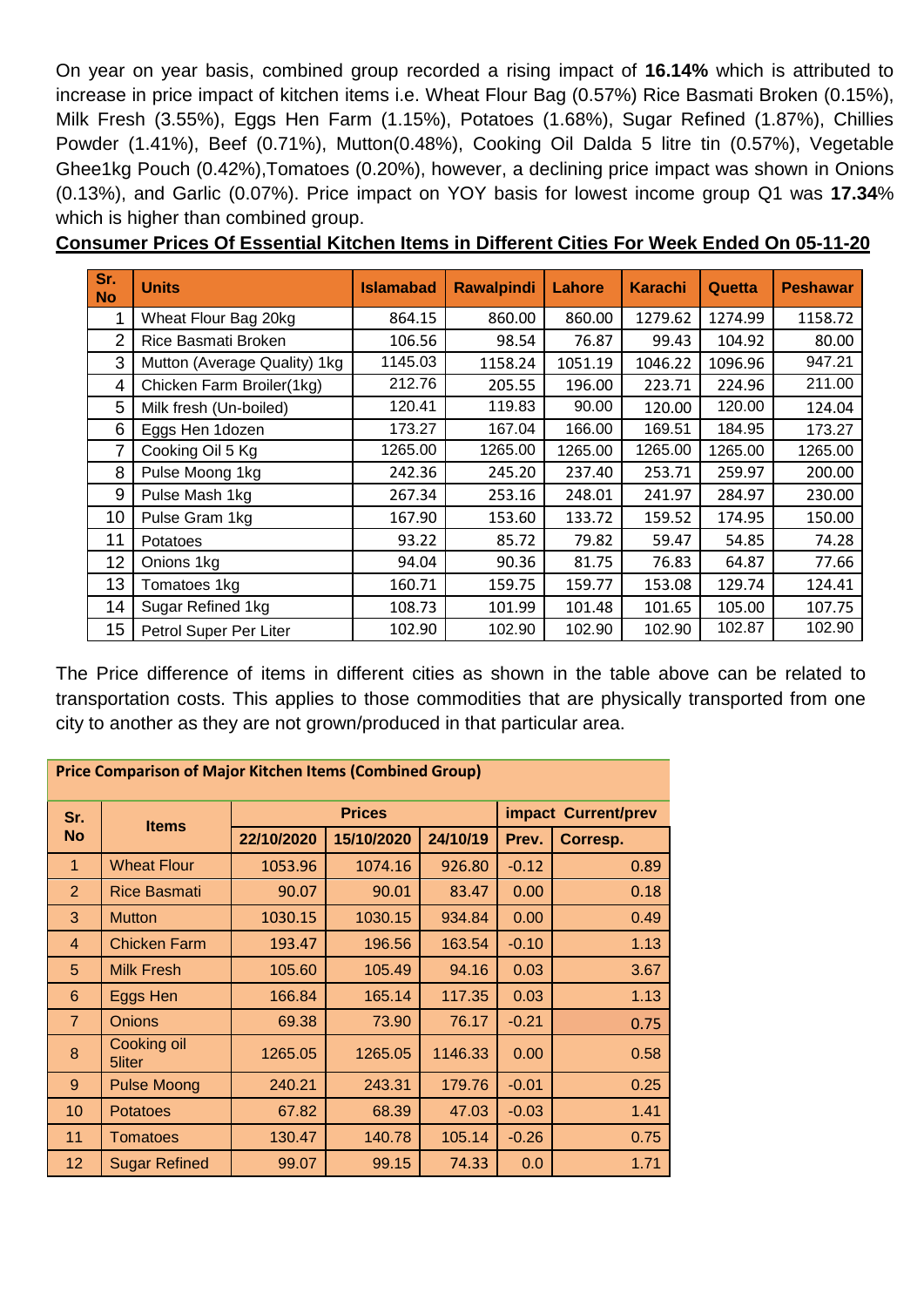On year on year basis, combined group recorded a rising impact of **16.14%** which is attributed to increase in price impact of kitchen items i.e. Wheat Flour Bag (0.57%) Rice Basmati Broken (0.15%), Milk Fresh (3.55%), Eggs Hen Farm (1.15%), Potatoes (1.68%), Sugar Refined (1.87%), Chillies Powder (1.41%), Beef (0.71%), Mutton(0.48%), Cooking Oil Dalda 5 litre tin (0.57%), Vegetable Ghee1kg Pouch (0.42%),Tomatoes (0.20%), however, a declining price impact was shown in Onions (0.13%), and Garlic (0.07%). Price impact on YOY basis for lowest income group Q1 was **17.34**% which is higher than combined group.

**Consumer Prices Of Essential Kitchen Items in Different Cities For Week Ended On 05-11-20**

| Sr. No | Units | Islamabad | Rawalpindi | Lahore | Karachi | Quetta | Peshawar |
|---|---|---|---|---|---|---|---|
| 1 | Wheat Flour Bag 20kg | 864.15 | 860.00 | 860.00 | 1279.62 | 1274.99 | 1158.72 |
| 2 | Rice Basmati Broken | 106.56 | 98.54 | 76.87 | 99.43 | 104.92 | 80.00 |
| 3 | Mutton (Average Quality) 1kg | 1145.03 | 1158.24 | 1051.19 | 1046.22 | 1096.96 | 947.21 |
| 4 | Chicken Farm Broiler(1kg) | 212.76 | 205.55 | 196.00 | 223.71 | 224.96 | 211.00 |
| 5 | Milk fresh (Un-boiled) | 120.41 | 119.83 | 90.00 | 120.00 | 120.00 | 124.04 |
| 6 | Eggs Hen 1dozen | 173.27 | 167.04 | 166.00 | 169.51 | 184.95 | 173.27 |
| 7 | Cooking Oil 5 Kg | 1265.00 | 1265.00 | 1265.00 | 1265.00 | 1265.00 | 1265.00 |
| 8 | Pulse Moong 1kg | 242.36 | 245.20 | 237.40 | 253.71 | 259.97 | 200.00 |
| 9 | Pulse Mash 1kg | 267.34 | 253.16 | 248.01 | 241.97 | 284.97 | 230.00 |
| 10 | Pulse Gram 1kg | 167.90 | 153.60 | 133.72 | 159.52 | 174.95 | 150.00 |
| 11 | Potatoes | 93.22 | 85.72 | 79.82 | 59.47 | 54.85 | 74.28 |
| 12 | Onions 1kg | 94.04 | 90.36 | 81.75 | 76.83 | 64.87 | 77.66 |
| 13 | Tomatoes 1kg | 160.71 | 159.75 | 159.77 | 153.08 | 129.74 | 124.41 |
| 14 | Sugar Refined 1kg | 108.73 | 101.99 | 101.48 | 101.65 | 105.00 | 107.75 |
| 15 | Petrol Super Per Liter | 102.90 | 102.90 | 102.90 | 102.90 | 102.87 | 102.90 |

The Price difference of items in different cities as shown in the table above can be related to transportation costs. This applies to those commodities that are physically transported from one city to another as they are not grown/produced in that particular area.

**Price Comparison of Major Kitchen Items (Combined Group)**

| Sr. No | Items | Prices | | | impact Current/prev | |
|---|---|---|---|---|---|---|
| | | 22/10/2020 | 15/10/2020 | 24/10/19 | Prev. | Corresp. |
| 1 | Wheat Flour | 1053.96 | 1074.16 | 926.80 | -0.12 | 0.89 |
| 2 | Rice Basmati | 90.07 | 90.01 | 83.47 | 0.00 | 0.18 |
| 3 | Mutton | 1030.15 | 1030.15 | 934.84 | 0.00 | 0.49 |
| 4 | Chicken Farm | 193.47 | 196.56 | 163.54 | -0.10 | 1.13 |
| 5 | Milk Fresh | 105.60 | 105.49 | 94.16 | 0.03 | 3.67 |
| 6 | Eggs Hen | 166.84 | 165.14 | 117.35 | 0.03 | 1.13 |
| 7 | Onions | 69.38 | 73.90 | 76.17 | -0.21 | 0.75 |
| 8 | Cooking oil 5liter | 1265.05 | 1265.05 | 1146.33 | 0.00 | 0.58 |
| 9 | Pulse Moong | 240.21 | 243.31 | 179.76 | -0.01 | 0.25 |
| 10 | Potatoes | 67.82 | 68.39 | 47.03 | -0.03 | 1.41 |
| 11 | Tomatoes | 130.47 | 140.78 | 105.14 | -0.26 | 0.75 |
| 12 | Sugar Refined | 99.07 | 99.15 | 74.33 | 0.0 | 1.71 |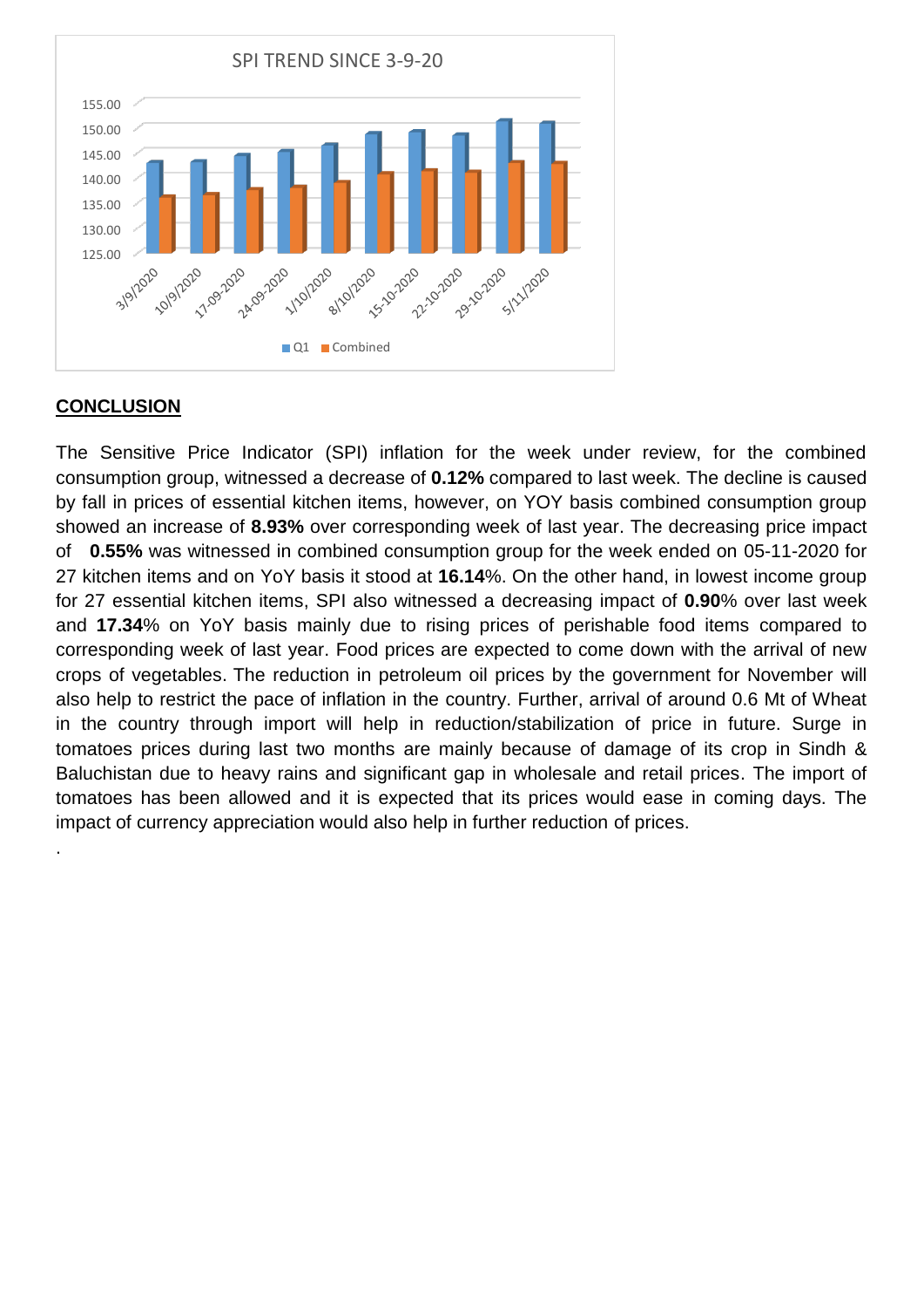SPI TREND SINCE 3-9-20

155.00
150.00
145.00
140.00
135.00
130.00
125.00

3/9/2020
10/9/2020
17-09-2020
24-09-2020
1/10/2020
8/10/2020
15-10-2020
22-10-2020
29-10-2020
5/11/2020

Q1 Combined

## CONCLUSION

The Sensitive Price Indicator (SPI) inflation for the week under review, for the combined consumption group, witnessed a decrease of **0.12%** compared to last week. The decline is caused by fall in prices of essential kitchen items, however, on YOY basis combined consumption group showed an increase of **8.93%** over corresponding week of last year. The decreasing price impact of **0.55%** was witnessed in combined consumption group for the week ended on 05-11-2020 for 27 kitchen items and on YoY basis it stood at **16.14**%. On the other hand, in lowest income group for 27 essential kitchen items, SPI also witnessed a decreasing impact of **0.90**% over last week and **17.34**% on YoY basis mainly due to rising prices of perishable food items compared to corresponding week of last year. Food prices are expected to come down with the arrival of new crops of vegetables. The reduction in petroleum oil prices by the government for November will also help to restrict the pace of inflation in the country. Further, arrival of around 0.6 Mt of Wheat in the country through import will help in reduction/stabilization of price in future. Surge in tomatoes prices during last two months are mainly because of damage of its crop in Sindh & Baluchistan due to heavy rains and significant gap in wholesale and retail prices. The import of tomatoes has been allowed and it is expected that its prices would ease in coming days. The impact of currency appreciation would also help in further reduction of prices.